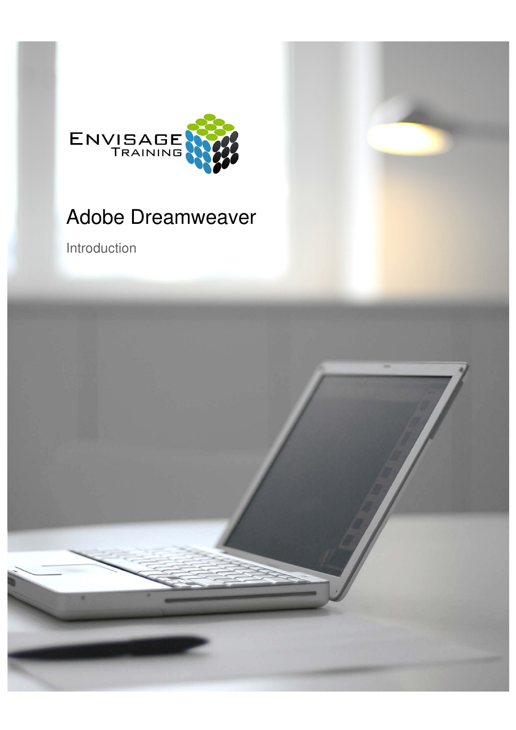ENVISAGE TRAINING

# Adobe Dreamweaver

Introduction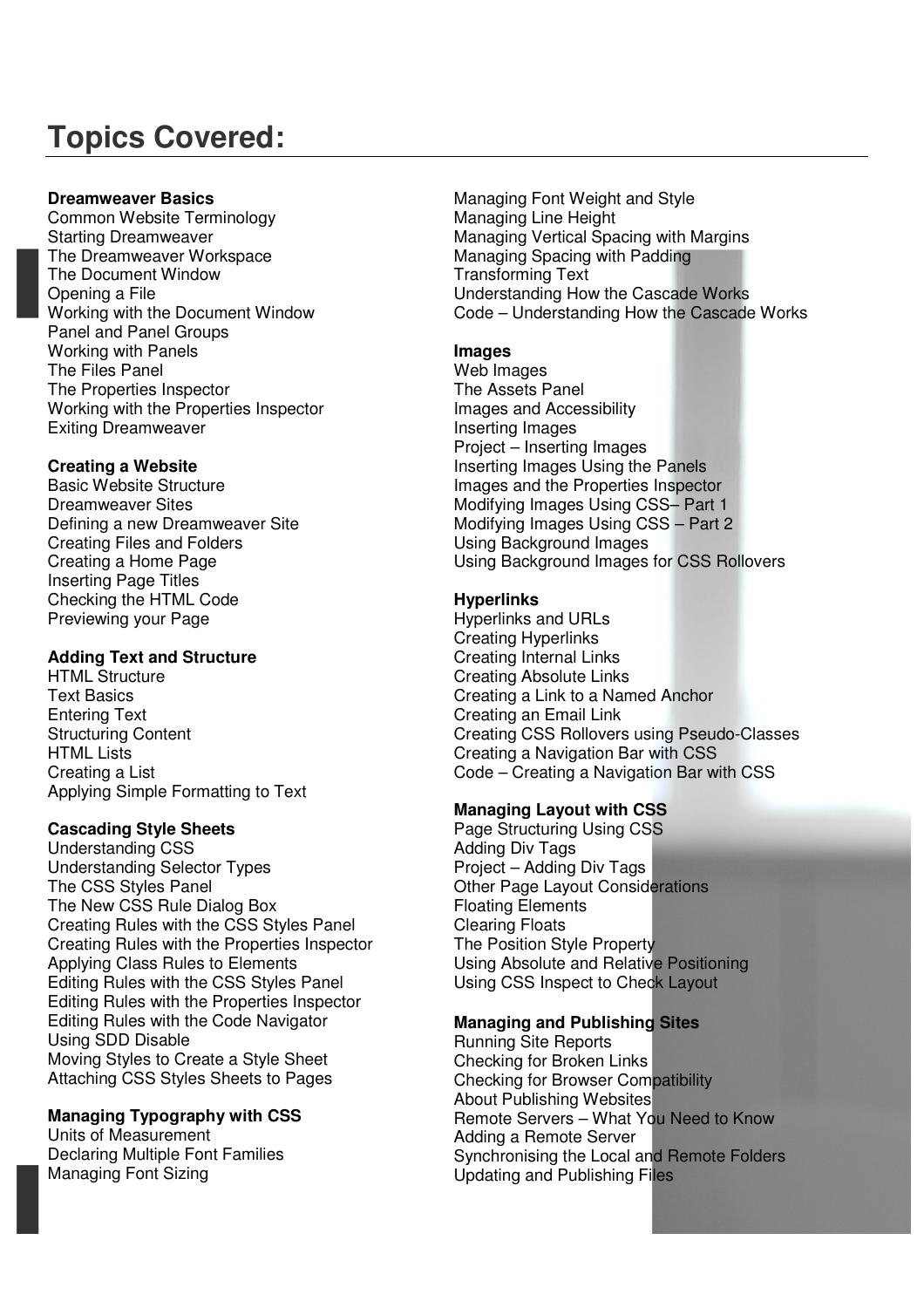# Topics Covered:

**Dreamweaver Basics**
Common Website Terminology
Starting Dreamweaver
The Dreamweaver Workspace
The Document Window
Opening a File
Working with the Document Window
Panel and Panel Groups
Working with Panels
The Files Panel
The Properties Inspector
Working with the Properties Inspector
Exiting Dreamweaver

**Creating a Website**
Basic Website Structure
Dreamweaver Sites
Defining a new Dreamweaver Site
Creating Files and Folders
Creating a Home Page
Inserting Page Titles
Checking the HTML Code
Previewing your Page

**Adding Text and Structure**
HTML Structure
Text Basics
Entering Text
Structuring Content
HTML Lists
Creating a List
Applying Simple Formatting to Text

**Cascading Style Sheets**
Understanding CSS
Understanding Selector Types
The CSS Styles Panel
The New CSS Rule Dialog Box
Creating Rules with the CSS Styles Panel
Creating Rules with the Properties Inspector
Applying Class Rules to Elements
Editing Rules with the CSS Styles Panel
Editing Rules with the Properties Inspector
Editing Rules with the Code Navigator
Using SDD Disable
Moving Styles to Create a Style Sheet
Attaching CSS Styles Sheets to Pages

**Managing Typography with CSS**
Units of Measurement
Declaring Multiple Font Families
Managing Font Sizing
Managing Font Weight and Style
Managing Line Height
Managing Vertical Spacing with Margins
Managing Spacing with Padding
Transforming Text
Understanding How the Cascade Works
Code – Understanding How the Cascade Works

**Images**
Web Images
The Assets Panel
Images and Accessibility
Inserting Images
Project – Inserting Images
Inserting Images Using the Panels
Images and the Properties Inspector
Modifying Images Using CSS– Part 1
Modifying Images Using CSS – Part 2
Using Background Images
Using Background Images for CSS Rollovers

**Hyperlinks**
Hyperlinks and URLs
Creating Hyperlinks
Creating Internal Links
Creating Absolute Links
Creating a Link to a Named Anchor
Creating an Email Link
Creating CSS Rollovers using Pseudo-Classes
Creating a Navigation Bar with CSS
Code – Creating a Navigation Bar with CSS

**Managing Layout with CSS**
Page Structuring Using CSS
Adding Div Tags
Project – Adding Div Tags
Other Page Layout Considerations
Floating Elements
Clearing Floats
The Position Style Property
Using Absolute and Relative Positioning
Using CSS Inspect to Check Layout

**Managing and Publishing Sites**
Running Site Reports
Checking for Broken Links
Checking for Browser Compatibility
About Publishing Websites
Remote Servers – What You Need to Know
Adding a Remote Server
Synchronising the Local and Remote Folders
Updating and Publishing Files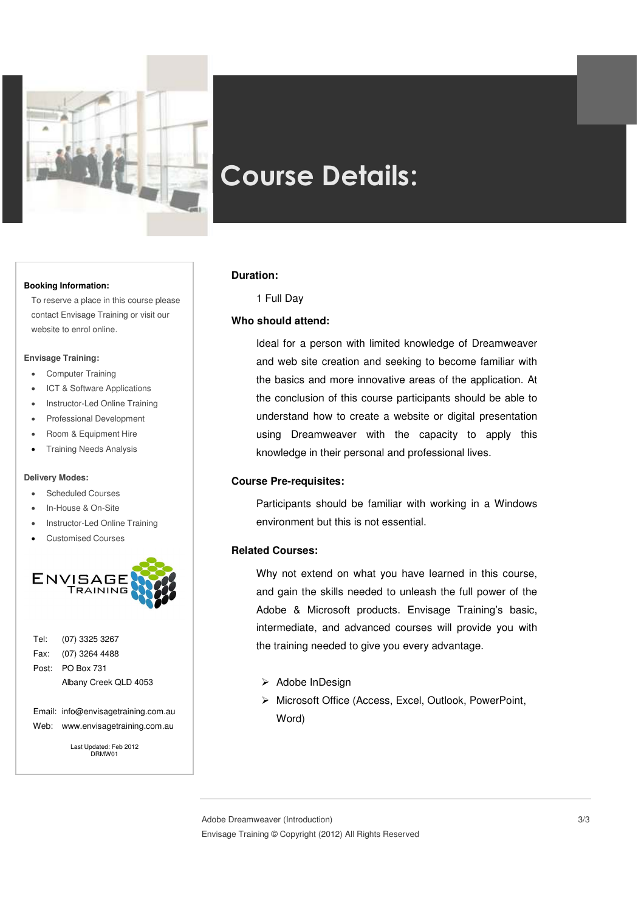# Course Details:

### Booking Information:

To reserve a place in this course please contact Envisage Training or visit our website to enrol online.

### Envisage Training:

- Computer Training
- ICT & Software Applications
- Instructor-Led Online Training
- Professional Development
- Room & Equipment Hire
- Training Needs Analysis

### Delivery Modes:

- Scheduled Courses
- In-House & On-Site
- Instructor-Led Online Training
- Customised Courses

ENVISAGE TRAINING

Tel: (07) 3325 3267
Fax: (07) 3264 4488
Post: PO Box 731
Albany Creek QLD 4053

Email: info@envisagetraining.com.au
Web: www.envisagetraining.com.au

Last Updated: Feb 2012
DRMW01

## Duration:

1 Full Day

## Who should attend:

Ideal for a person with limited knowledge of Dreamweaver and web site creation and seeking to become familiar with the basics and more innovative areas of the application. At the conclusion of this course participants should be able to understand how to create a website or digital presentation using Dreamweaver with the capacity to apply this knowledge in their personal and professional lives.

## Course Pre-requisites:

Participants should be familiar with working in a Windows environment but this is not essential.

## Related Courses:

Why not extend on what you have learned in this course, and gain the skills needed to unleash the full power of the Adobe & Microsoft products. Envisage Training's basic, intermediate, and advanced courses will provide you with the training needed to give you every advantage.

- Adobe InDesign
- Microsoft Office (Access, Excel, Outlook, PowerPoint, Word)